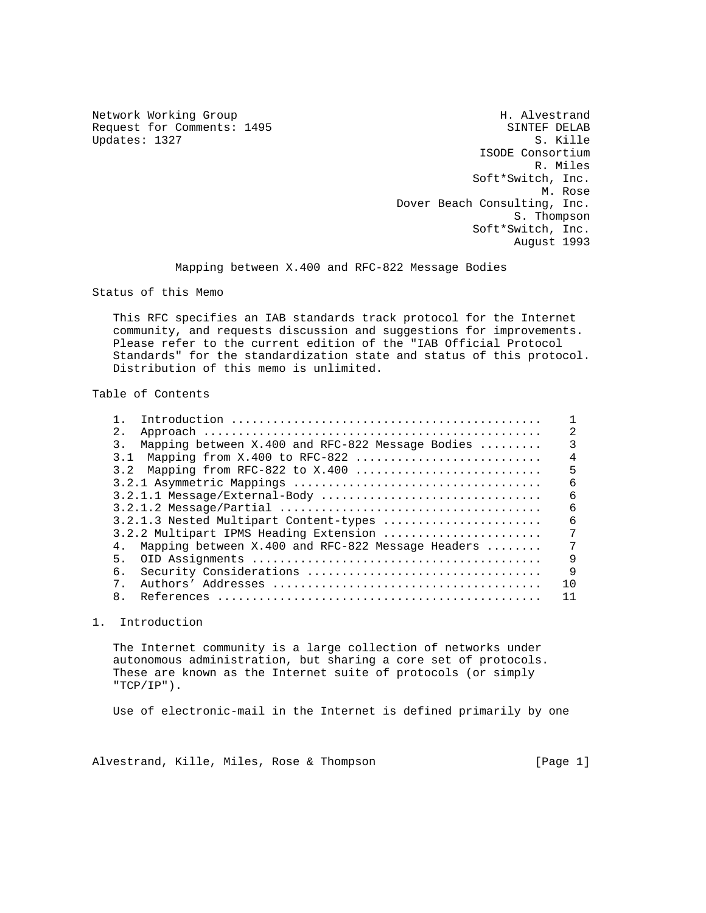Network Working Group H. Alvestrand
Request for Comments: 1495 SINTEF DELAB
Updates: 1327 S. Kille
ISODE Consortium
R. Miles
Soft*Switch, Inc.
M. Rose
Dover Beach Consulting, Inc.
S. Thompson
Soft*Switch, Inc.
August 1993

# Mapping between X.400 and RFC-822 Message Bodies

## Status of this Memo

This RFC specifies an IAB standards track protocol for the Internet community, and requests discussion and suggestions for improvements. Please refer to the current edition of the "IAB Official Protocol Standards" for the standardization state and status of this protocol. Distribution of this memo is unlimited.

## Table of Contents

| Section | Page |
|---|---|
| 1. Introduction | 1 |
| 2. Approach | 2 |
| 3. Mapping between X.400 and RFC-822 Message Bodies | 3 |
| 3.1 Mapping from X.400 to RFC-822 | 4 |
| 3.2 Mapping from RFC-822 to X.400 | 5 |
| 3.2.1 Asymmetric Mappings | 6 |
| 3.2.1.1 Message/External-Body | 6 |
| 3.2.1.2 Message/Partial | 6 |
| 3.2.1.3 Nested Multipart Content-types | 6 |
| 3.2.2 Multipart IPMS Heading Extension | 7 |
| 4. Mapping between X.400 and RFC-822 Message Headers | 7 |
| 5. OID Assignments | 9 |
| 6. Security Considerations | 9 |
| 7. Authors' Addresses | 10 |
| 8. References | 11 |

## 1. Introduction

The Internet community is a large collection of networks under autonomous administration, but sharing a core set of protocols. These are known as the Internet suite of protocols (or simply "TCP/IP").

Use of electronic-mail in the Internet is defined primarily by one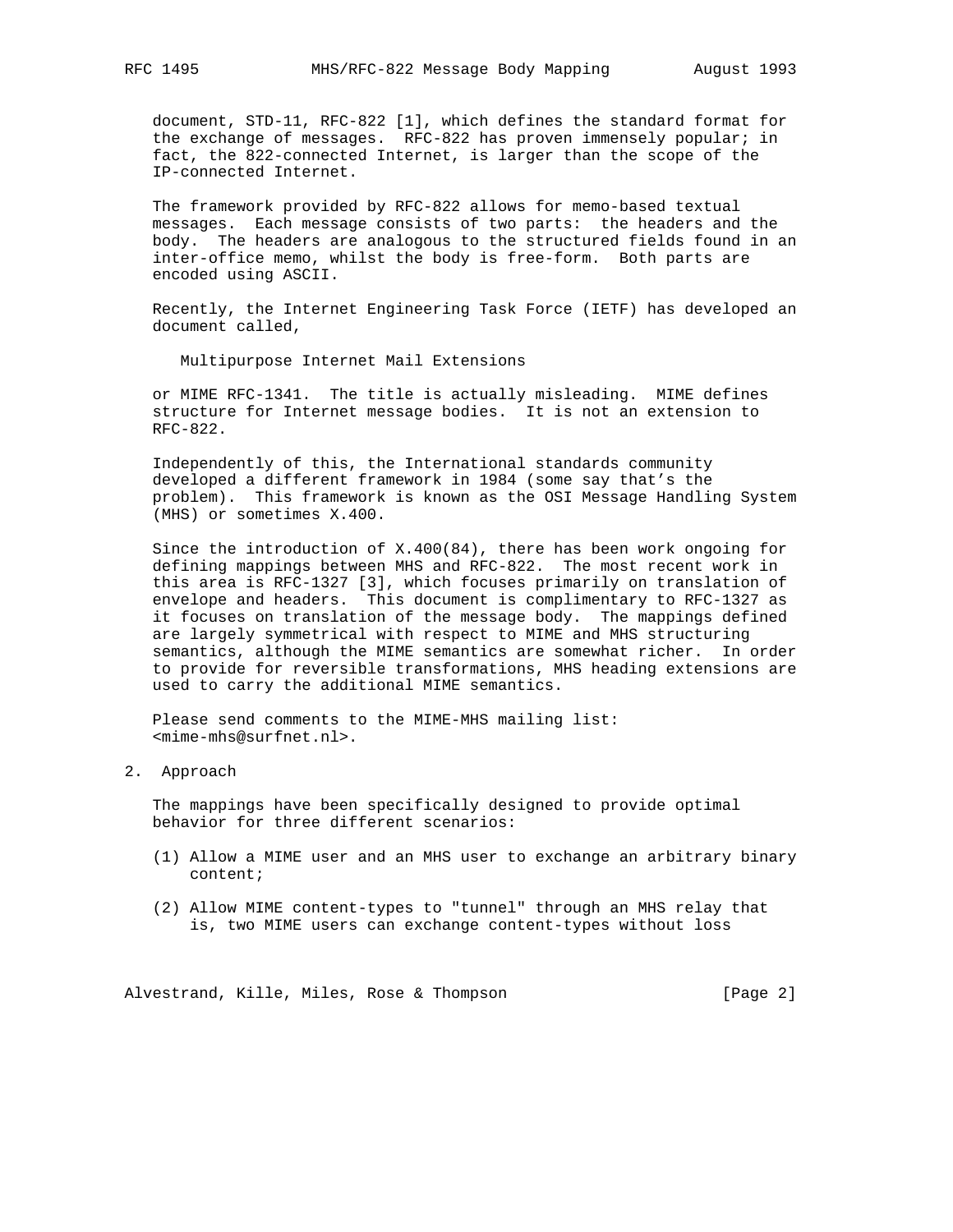document, STD-11, RFC-822 [1], which defines the standard format for the exchange of messages. RFC-822 has proven immensely popular; in fact, the 822-connected Internet, is larger than the scope of the IP-connected Internet.

The framework provided by RFC-822 allows for memo-based textual messages. Each message consists of two parts: the headers and the body. The headers are analogous to the structured fields found in an inter-office memo, whilst the body is free-form. Both parts are encoded using ASCII.

Recently, the Internet Engineering Task Force (IETF) has developed an document called,

Multipurpose Internet Mail Extensions

or MIME RFC-1341. The title is actually misleading. MIME defines structure for Internet message bodies. It is not an extension to RFC-822.

Independently of this, the International standards community developed a different framework in 1984 (some say that's the problem). This framework is known as the OSI Message Handling System (MHS) or sometimes X.400.

Since the introduction of X.400(84), there has been work ongoing for defining mappings between MHS and RFC-822. The most recent work in this area is RFC-1327 [3], which focuses primarily on translation of envelope and headers. This document is complimentary to RFC-1327 as it focuses on translation of the message body. The mappings defined are largely symmetrical with respect to MIME and MHS structuring semantics, although the MIME semantics are somewhat richer. In order to provide for reversible transformations, MHS heading extensions are used to carry the additional MIME semantics.

Please send comments to the MIME-MHS mailing list: <mime-mhs@surfnet.nl>.

## 2. Approach

The mappings have been specifically designed to provide optimal behavior for three different scenarios:

(1) Allow a MIME user and an MHS user to exchange an arbitrary binary content;

(2) Allow MIME content-types to "tunnel" through an MHS relay that is, two MIME users can exchange content-types without loss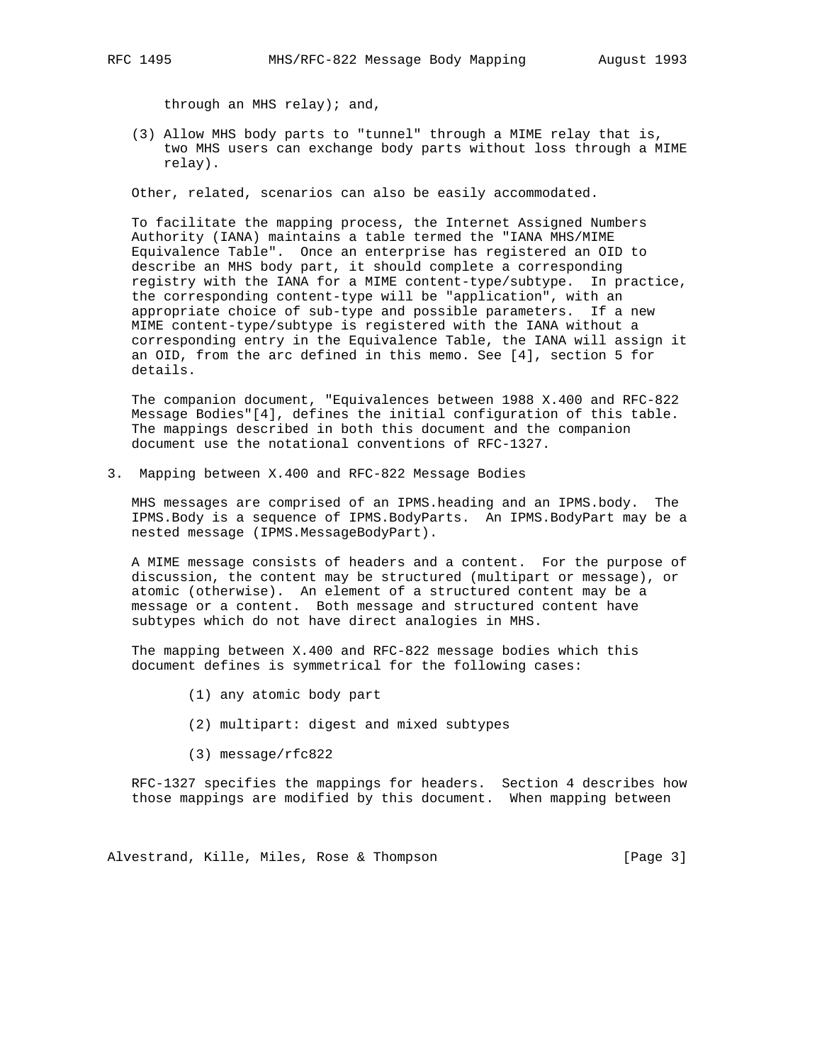through an MHS relay); and,

(3) Allow MHS body parts to "tunnel" through a MIME relay that is, two MHS users can exchange body parts without loss through a MIME relay).

Other, related, scenarios can also be easily accommodated.

To facilitate the mapping process, the Internet Assigned Numbers Authority (IANA) maintains a table termed the "IANA MHS/MIME Equivalence Table". Once an enterprise has registered an OID to describe an MHS body part, it should complete a corresponding registry with the IANA for a MIME content-type/subtype. In practice, the corresponding content-type will be "application", with an appropriate choice of sub-type and possible parameters. If a new MIME content-type/subtype is registered with the IANA without a corresponding entry in the Equivalence Table, the IANA will assign it an OID, from the arc defined in this memo. See [4], section 5 for details.

The companion document, "Equivalences between 1988 X.400 and RFC-822 Message Bodies"[4], defines the initial configuration of this table. The mappings described in both this document and the companion document use the notational conventions of RFC-1327.

## 3. Mapping between X.400 and RFC-822 Message Bodies

MHS messages are comprised of an IPMS.heading and an IPMS.body. The IPMS.Body is a sequence of IPMS.BodyParts. An IPMS.BodyPart may be a nested message (IPMS.MessageBodyPart).

A MIME message consists of headers and a content. For the purpose of discussion, the content may be structured (multipart or message), or atomic (otherwise). An element of a structured content may be a message or a content. Both message and structured content have subtypes which do not have direct analogies in MHS.

The mapping between X.400 and RFC-822 message bodies which this document defines is symmetrical for the following cases:

(1) any atomic body part

(2) multipart: digest and mixed subtypes

(3) message/rfc822

RFC-1327 specifies the mappings for headers. Section 4 describes how those mappings are modified by this document. When mapping between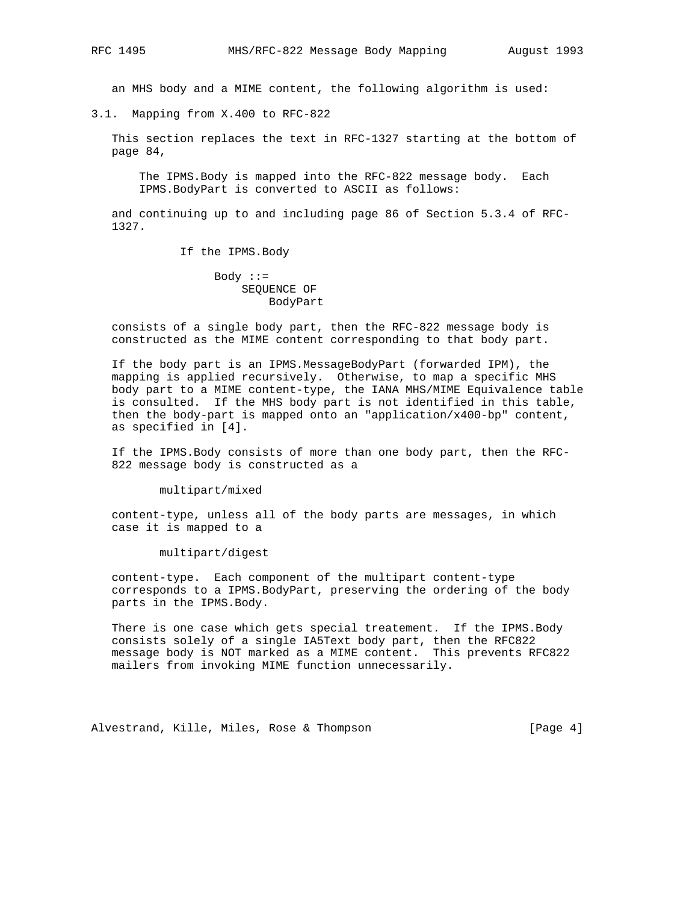an MHS body and a MIME content, the following algorithm is used:

## 3.1. Mapping from X.400 to RFC-822

This section replaces the text in RFC-1327 starting at the bottom of page 84,

> The IPMS.Body is mapped into the RFC-822 message body. Each IPMS.BodyPart is converted to ASCII as follows:

and continuing up to and including page 86 of Section 5.3.4 of RFC-1327.

If the IPMS.Body

```
Body ::=
    SEQUENCE OF
        BodyPart
```

consists of a single body part, then the RFC-822 message body is constructed as the MIME content corresponding to that body part.

If the body part is an IPMS.MessageBodyPart (forwarded IPM), the mapping is applied recursively. Otherwise, to map a specific MHS body part to a MIME content-type, the IANA MHS/MIME Equivalence table is consulted. If the MHS body part is not identified in this table, then the body-part is mapped onto an "application/x400-bp" content, as specified in [4].

If the IPMS.Body consists of more than one body part, then the RFC-822 message body is constructed as a

```
multipart/mixed
```

content-type, unless all of the body parts are messages, in which case it is mapped to a

```
multipart/digest
```

content-type. Each component of the multipart content-type corresponds to a IPMS.BodyPart, preserving the ordering of the body parts in the IPMS.Body.

There is one case which gets special treatement. If the IPMS.Body consists solely of a single IA5Text body part, then the RFC822 message body is NOT marked as a MIME content. This prevents RFC822 mailers from invoking MIME function unnecessarily.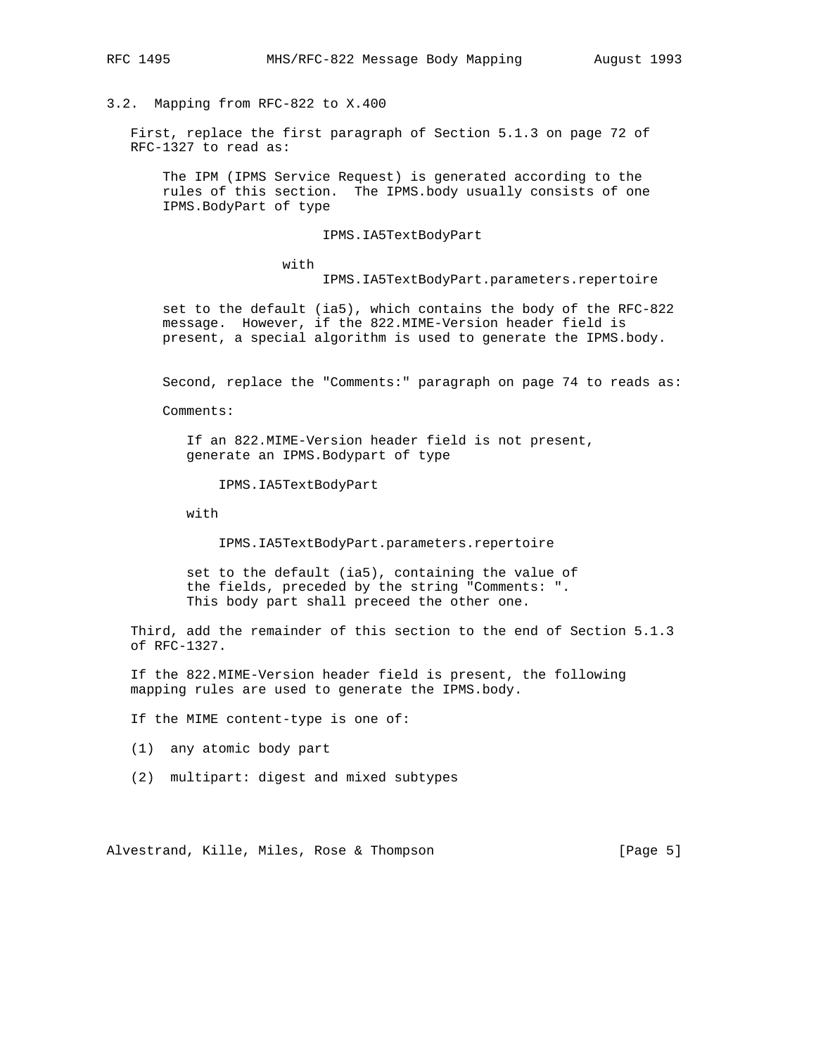## 3.2. Mapping from RFC-822 to X.400

First, replace the first paragraph of Section 5.1.3 on page 72 of RFC-1327 to read as:

> The IPM (IPMS Service Request) is generated according to the rules of this section. The IPMS.body usually consists of one IPMS.BodyPart of type
>
> IPMS.IA5TextBodyPart
>
> with
>
> IPMS.IA5TextBodyPart.parameters.repertoire
>
> set to the default (ia5), which contains the body of the RFC-822 message. However, if the 822.MIME-Version header field is present, a special algorithm is used to generate the IPMS.body.

Second, replace the "Comments:" paragraph on page 74 to reads as:

> Comments:
>
> If an 822.MIME-Version header field is not present, generate an IPMS.Bodypart of type
>
> IPMS.IA5TextBodyPart
>
> with
>
> IPMS.IA5TextBodyPart.parameters.repertoire
>
> set to the default (ia5), containing the value of the fields, preceded by the string "Comments: ". This body part shall preceed the other one.

Third, add the remainder of this section to the end of Section 5.1.3 of RFC-1327.

If the 822.MIME-Version header field is present, the following mapping rules are used to generate the IPMS.body.

If the MIME content-type is one of:

(1) any atomic body part

(2) multipart: digest and mixed subtypes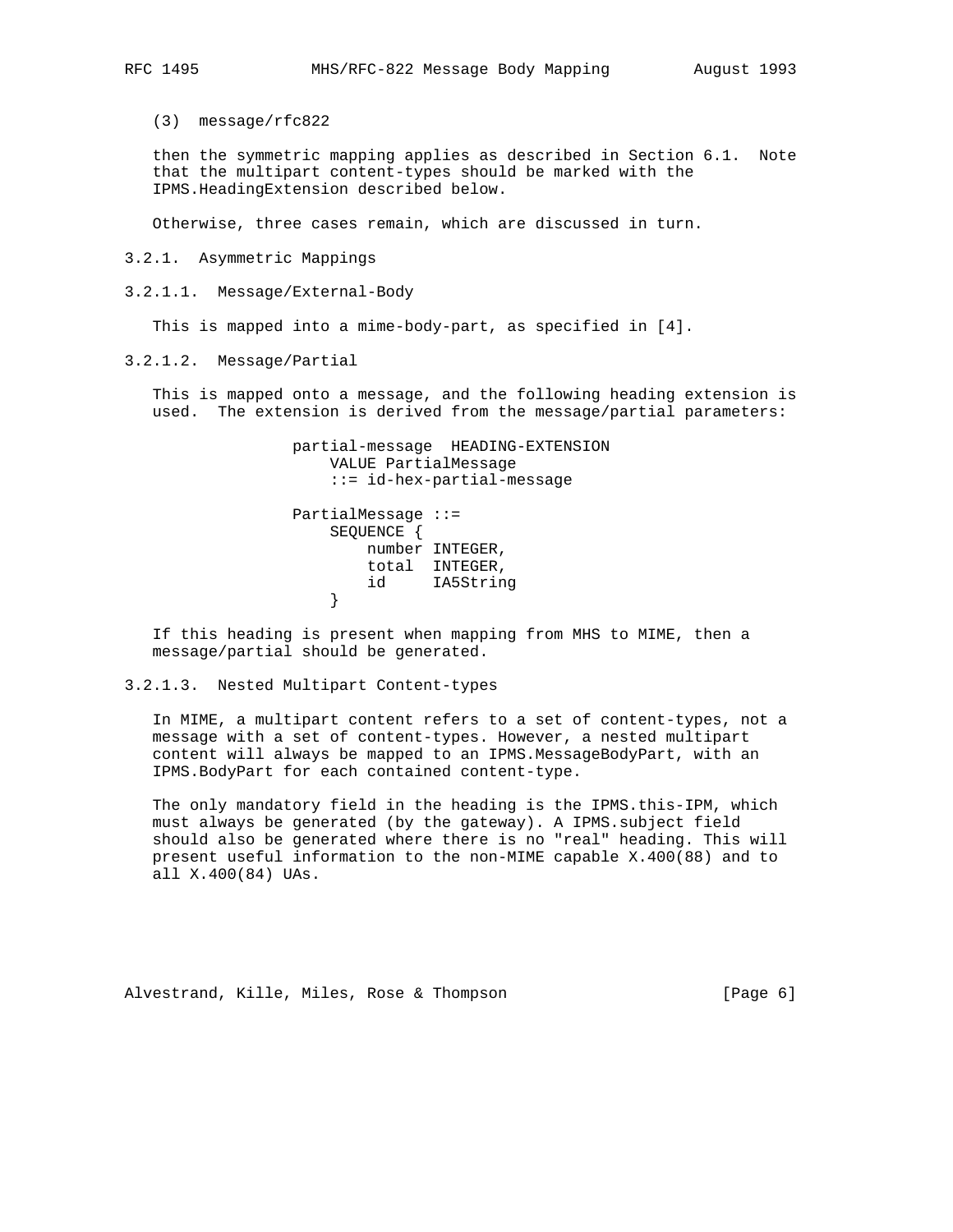(3) message/rfc822

then the symmetric mapping applies as described in Section 6.1. Note that the multipart content-types should be marked with the IPMS.HeadingExtension described below.

Otherwise, three cases remain, which are discussed in turn.

### 3.2.1. Asymmetric Mappings

#### 3.2.1.1. Message/External-Body

This is mapped into a mime-body-part, as specified in [4].

#### 3.2.1.2. Message/Partial

This is mapped onto a message, and the following heading extension is used. The extension is derived from the message/partial parameters:

```
partial-message  HEADING-EXTENSION
    VALUE PartialMessage
    ::= id-hex-partial-message

PartialMessage ::=
    SEQUENCE {
        number INTEGER,
        total  INTEGER,
        id     IA5String
    }
```

If this heading is present when mapping from MHS to MIME, then a message/partial should be generated.

#### 3.2.1.3. Nested Multipart Content-types

In MIME, a multipart content refers to a set of content-types, not a message with a set of content-types. However, a nested multipart content will always be mapped to an IPMS.MessageBodyPart, with an IPMS.BodyPart for each contained content-type.

The only mandatory field in the heading is the IPMS.this-IPM, which must always be generated (by the gateway). A IPMS.subject field should also be generated where there is no "real" heading. This will present useful information to the non-MIME capable X.400(88) and to all X.400(84) UAs.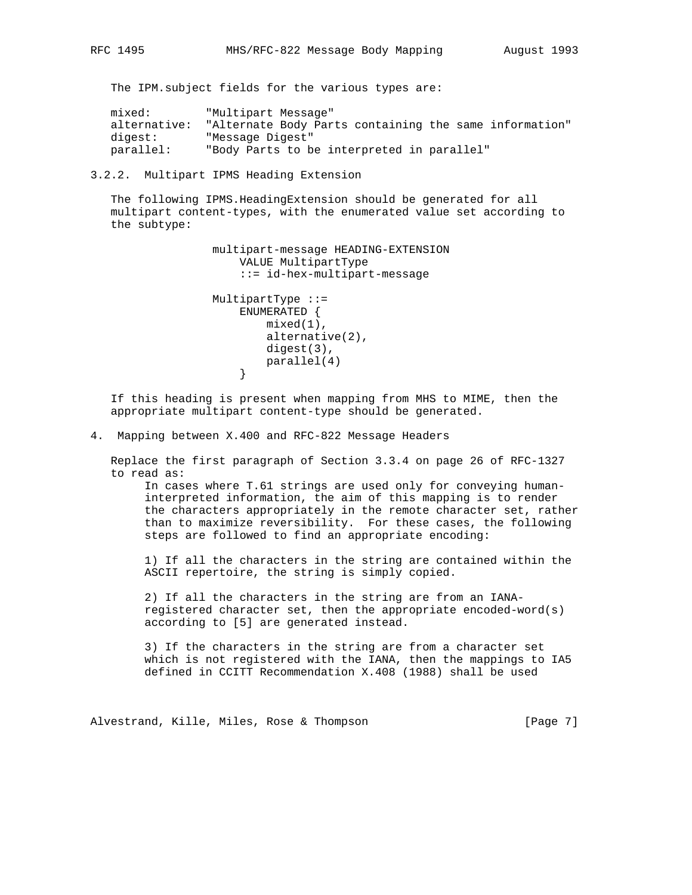The IPM.subject fields for the various types are:

```
mixed:        "Multipart Message"
alternative:  "Alternate Body Parts containing the same information"
digest:       "Message Digest"
parallel:     "Body Parts to be interpreted in parallel"
```

### 3.2.2. Multipart IPMS Heading Extension

The following IPMS.HeadingExtension should be generated for all multipart content-types, with the enumerated value set according to the subtype:

```
multipart-message HEADING-EXTENSION
    VALUE MultipartType
    ::= id-hex-multipart-message

MultipartType ::=
    ENUMERATED {
        mixed(1),
        alternative(2),
        digest(3),
        parallel(4)
    }
```

If this heading is present when mapping from MHS to MIME, then the appropriate multipart content-type should be generated.

## 4. Mapping between X.400 and RFC-822 Message Headers

Replace the first paragraph of Section 3.3.4 on page 26 of RFC-1327 to read as:

> In cases where T.61 strings are used only for conveying human-interpreted information, the aim of this mapping is to render the characters appropriately in the remote character set, rather than to maximize reversibility. For these cases, the following steps are followed to find an appropriate encoding:
>
> 1) If all the characters in the string are contained within the ASCII repertoire, the string is simply copied.
>
> 2) If all the characters in the string are from an IANA-registered character set, then the appropriate encoded-word(s) according to [5] are generated instead.
>
> 3) If the characters in the string are from a character set which is not registered with the IANA, then the mappings to IA5 defined in CCITT Recommendation X.408 (1988) shall be used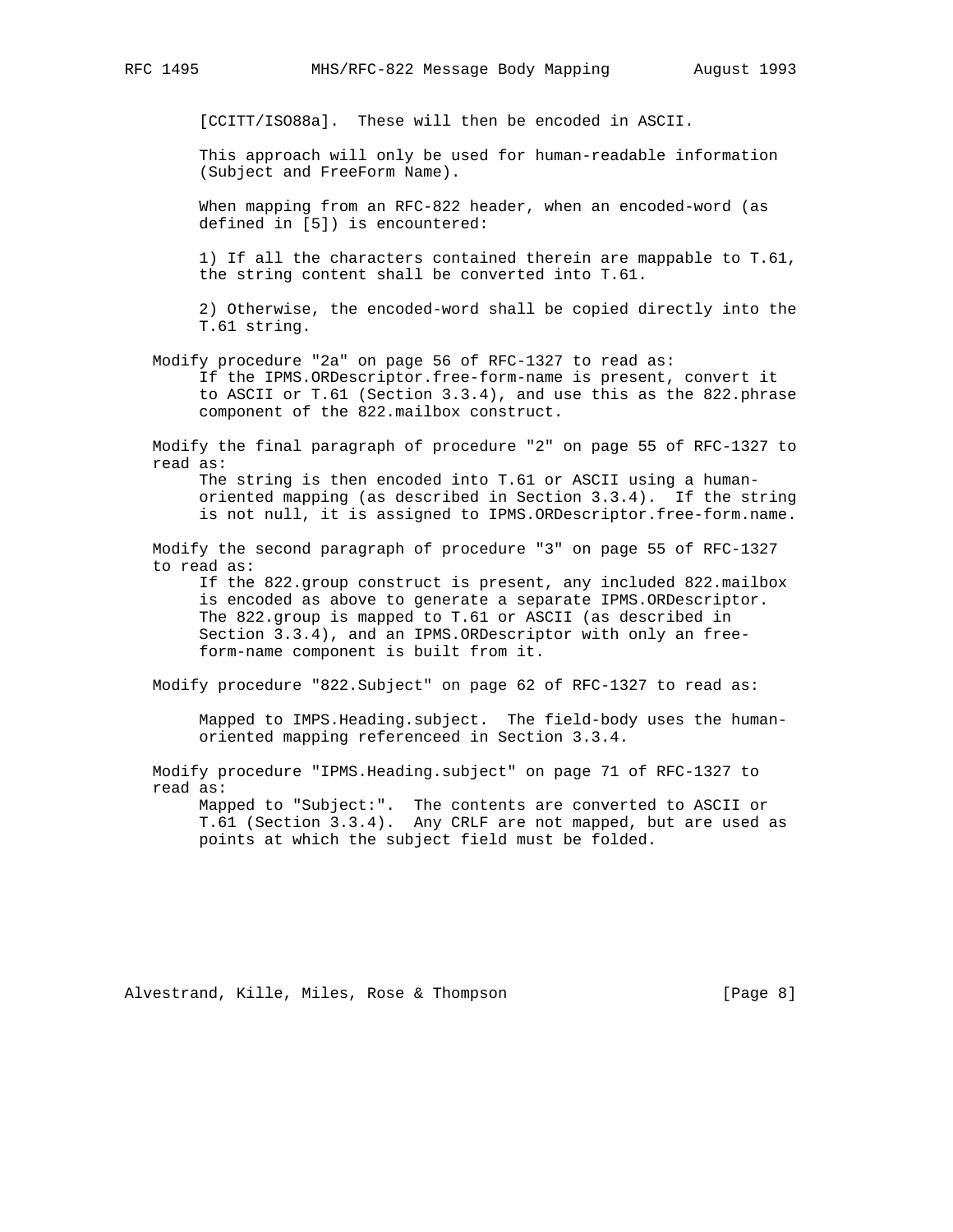[CCITT/ISO88a]. These will then be encoded in ASCII.

This approach will only be used for human-readable information (Subject and FreeForm Name).

When mapping from an RFC-822 header, when an encoded-word (as defined in [5]) is encountered:

1) If all the characters contained therein are mappable to T.61, the string content shall be converted into T.61.

2) Otherwise, the encoded-word shall be copied directly into the T.61 string.

Modify procedure "2a" on page 56 of RFC-1327 to read as:

> If the IPMS.ORDescriptor.free-form-name is present, convert it to ASCII or T.61 (Section 3.3.4), and use this as the 822.phrase component of the 822.mailbox construct.

Modify the final paragraph of procedure "2" on page 55 of RFC-1327 to read as:

> The string is then encoded into T.61 or ASCII using a human-oriented mapping (as described in Section 3.3.4). If the string is not null, it is assigned to IPMS.ORDescriptor.free-form.name.

Modify the second paragraph of procedure "3" on page 55 of RFC-1327 to read as:

> If the 822.group construct is present, any included 822.mailbox is encoded as above to generate a separate IPMS.ORDescriptor. The 822.group is mapped to T.61 or ASCII (as described in Section 3.3.4), and an IPMS.ORDescriptor with only an free-form-name component is built from it.

Modify procedure "822.Subject" on page 62 of RFC-1327 to read as:

> Mapped to IMPS.Heading.subject. The field-body uses the human-oriented mapping referenceed in Section 3.3.4.

Modify procedure "IPMS.Heading.subject" on page 71 of RFC-1327 to read as:

> Mapped to "Subject:". The contents are converted to ASCII or T.61 (Section 3.3.4). Any CRLF are not mapped, but are used as points at which the subject field must be folded.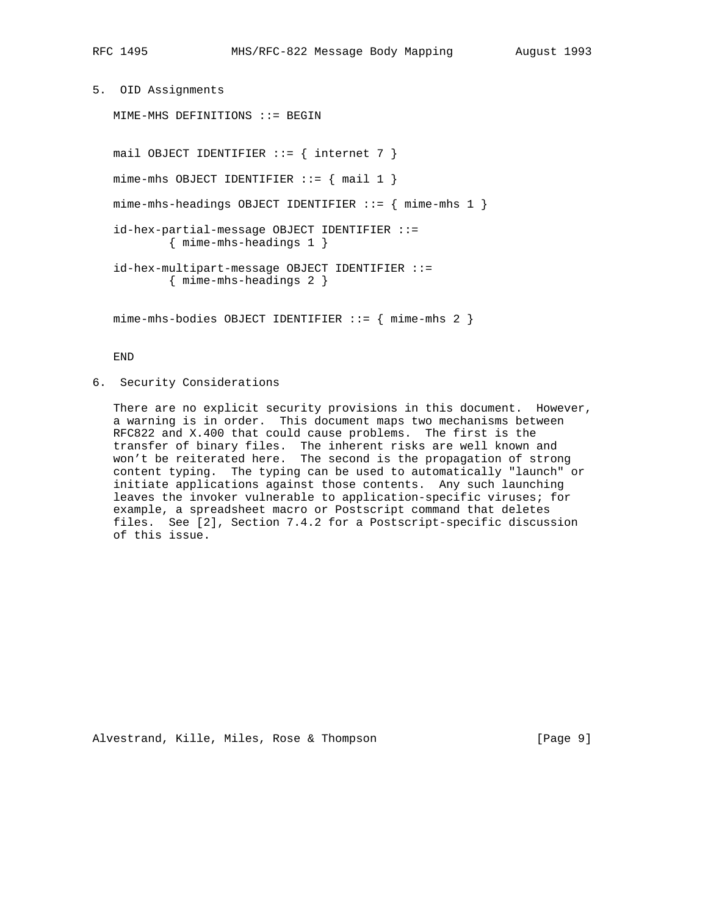## 5. OID Assignments

```
MIME-MHS DEFINITIONS ::= BEGIN


mail OBJECT IDENTIFIER ::= { internet 7 }

mime-mhs OBJECT IDENTIFIER ::= { mail 1 }

mime-mhs-headings OBJECT IDENTIFIER ::= { mime-mhs 1 }

id-hex-partial-message OBJECT IDENTIFIER ::=
        { mime-mhs-headings 1 }

id-hex-multipart-message OBJECT IDENTIFIER ::=
        { mime-mhs-headings 2 }


mime-mhs-bodies OBJECT IDENTIFIER ::= { mime-mhs 2 }


END
```

## 6. Security Considerations

There are no explicit security provisions in this document. However, a warning is in order. This document maps two mechanisms between RFC822 and X.400 that could cause problems. The first is the transfer of binary files. The inherent risks are well known and won't be reiterated here. The second is the propagation of strong content typing. The typing can be used to automatically "launch" or initiate applications against those contents. Any such launching leaves the invoker vulnerable to application-specific viruses; for example, a spreadsheet macro or Postscript command that deletes files. See [2], Section 7.4.2 for a Postscript-specific discussion of this issue.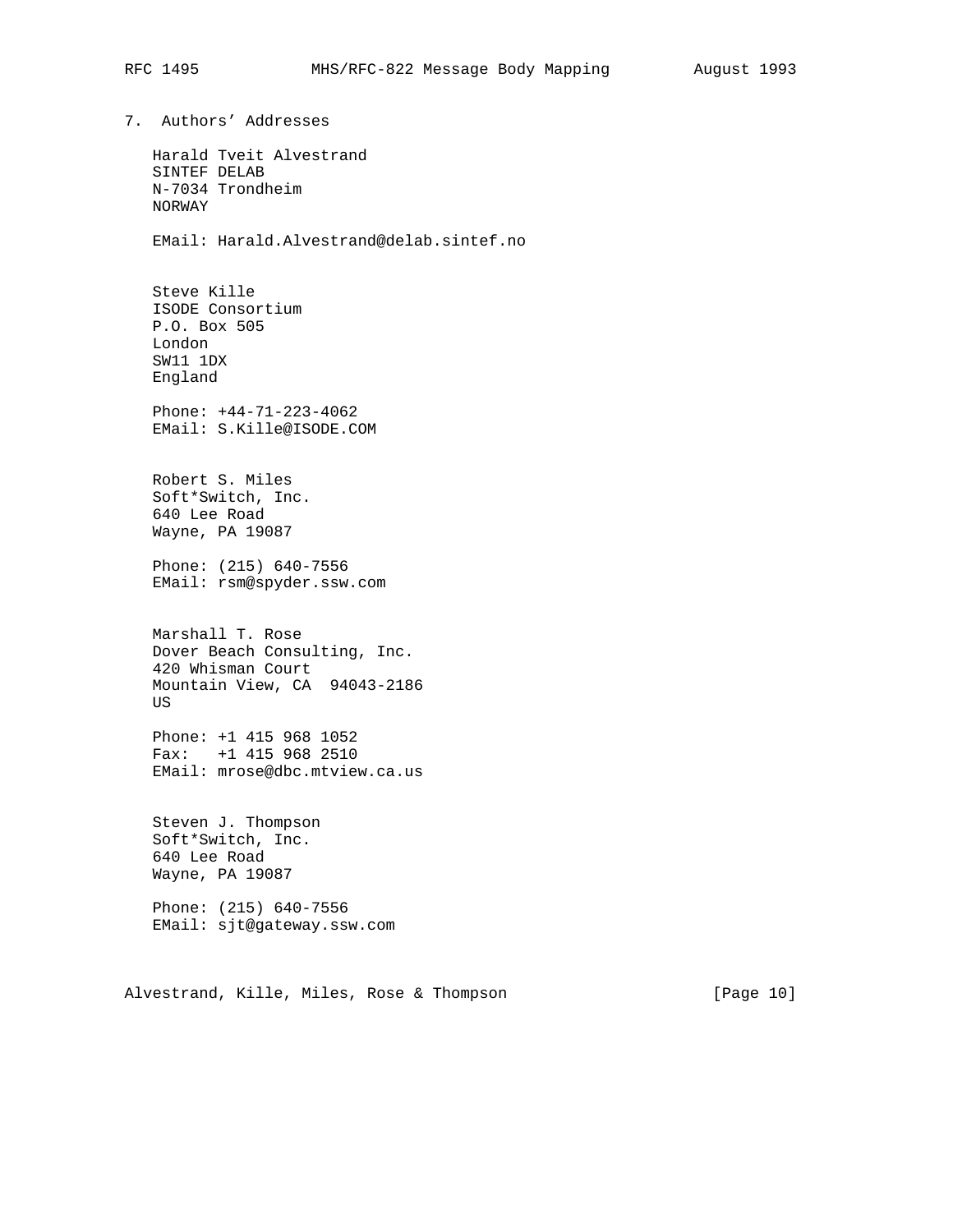## 7. Authors' Addresses

Harald Tveit Alvestrand
SINTEF DELAB
N-7034 Trondheim
NORWAY

EMail: Harald.Alvestrand@delab.sintef.no

Steve Kille
ISODE Consortium
P.O. Box 505
London
SW11 1DX
England

Phone: +44-71-223-4062
EMail: S.Kille@ISODE.COM

Robert S. Miles
Soft*Switch, Inc.
640 Lee Road
Wayne, PA 19087

Phone: (215) 640-7556
EMail: rsm@spyder.ssw.com

Marshall T. Rose
Dover Beach Consulting, Inc.
420 Whisman Court
Mountain View, CA  94043-2186
US

Phone: +1 415 968 1052
Fax:   +1 415 968 2510
EMail: mrose@dbc.mtview.ca.us

Steven J. Thompson
Soft*Switch, Inc.
640 Lee Road
Wayne, PA 19087

Phone: (215) 640-7556
EMail: sjt@gateway.ssw.com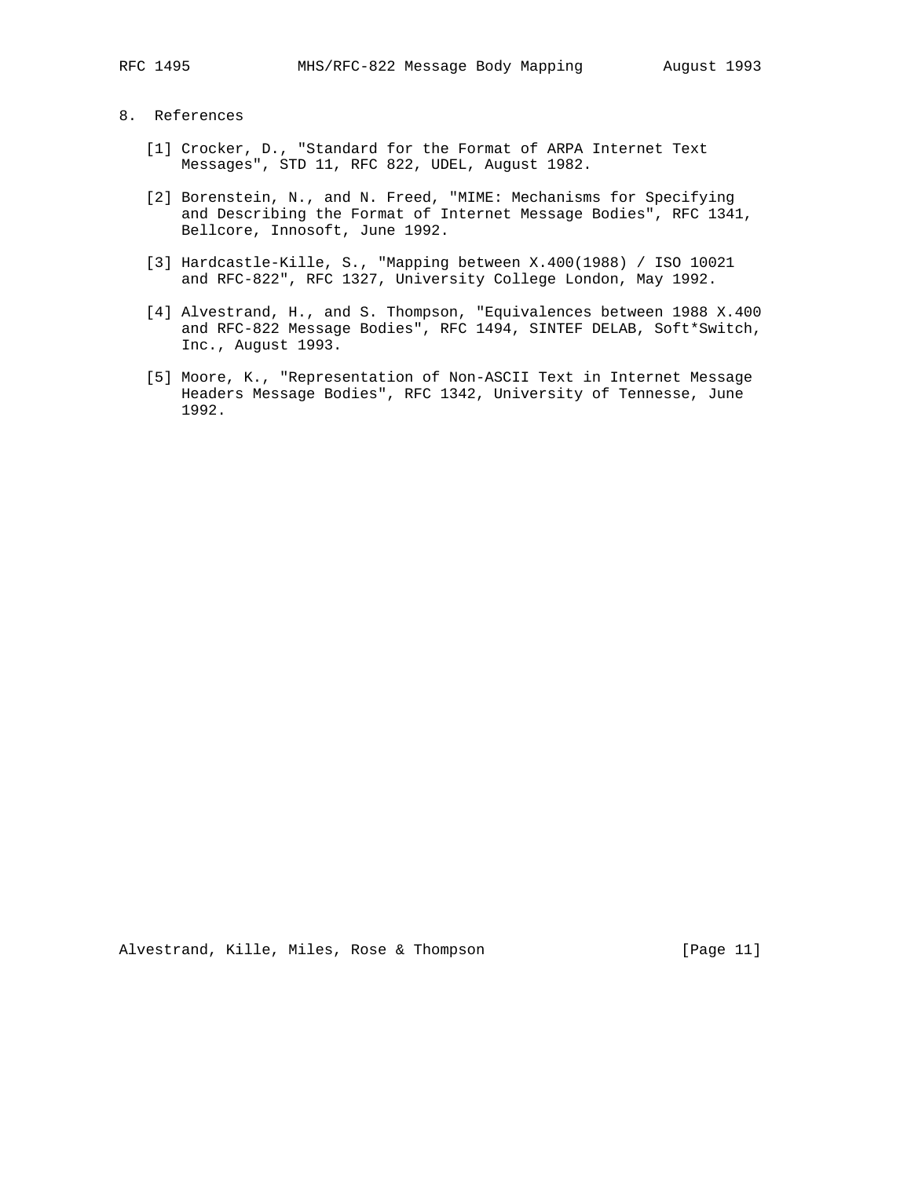## 8. References

[1] Crocker, D., "Standard for the Format of ARPA Internet Text Messages", STD 11, RFC 822, UDEL, August 1982.

[2] Borenstein, N., and N. Freed, "MIME: Mechanisms for Specifying and Describing the Format of Internet Message Bodies", RFC 1341, Bellcore, Innosoft, June 1992.

[3] Hardcastle-Kille, S., "Mapping between X.400(1988) / ISO 10021 and RFC-822", RFC 1327, University College London, May 1992.

[4] Alvestrand, H., and S. Thompson, "Equivalences between 1988 X.400 and RFC-822 Message Bodies", RFC 1494, SINTEF DELAB, Soft*Switch, Inc., August 1993.

[5] Moore, K., "Representation of Non-ASCII Text in Internet Message Headers Message Bodies", RFC 1342, University of Tennesse, June 1992.